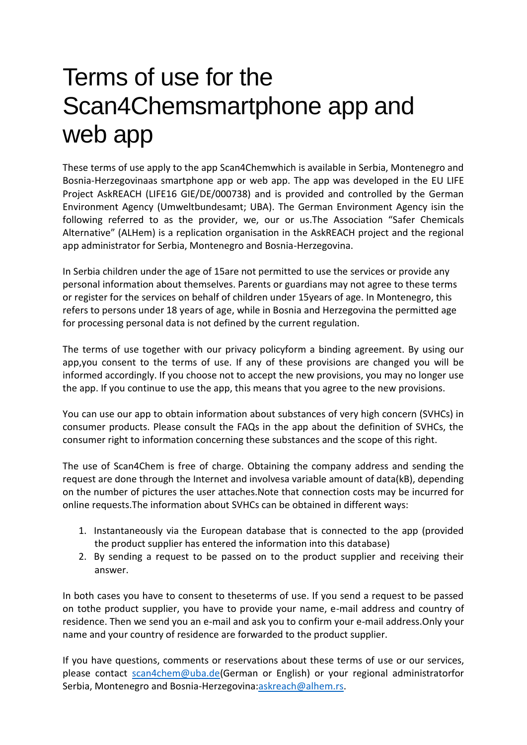# Terms of use for the Scan4Chemsmartphone app and web app

These terms of use apply to the app Scan4Chemwhich is available in Serbia, Montenegro and Bosnia-Herzegovinaas smartphone app or web app. The app was developed in the EU LIFE Project AskREACH (LIFE16 GIE/DE/000738) and is provided and controlled by the German Environment Agency (Umweltbundesamt; UBA). The German Environment Agency isin the following referred to as the provider, we, our or us.The Association "Safer Chemicals Alternative" (ALHem) is a replication organisation in the AskREACH project and the regional app administrator for Serbia, Montenegro and Bosnia-Herzegovina.

In Serbia children under the age of 15are not permitted to use the services or provide any personal information about themselves. Parents or guardians may not agree to these terms or register for the services on behalf of children under 15years of age. In Montenegro, this refers to persons under 18 years of age, while in Bosnia and Herzegovina the permitted age for processing personal data is not defined by the current regulation.

The terms of use together with our privacy policyform a binding agreement. By using our app,you consent to the terms of use. If any of these provisions are changed you will be informed accordingly. If you choose not to accept the new provisions, you may no longer use the app. If you continue to use the app, this means that you agree to the new provisions.

You can use our app to obtain information about substances of very high concern (SVHCs) in consumer products. Please consult the FAQs in the app about the definition of SVHCs, the consumer right to information concerning these substances and the scope of this right.

The use of Scan4Chem is free of charge. Obtaining the company address and sending the request are done through the Internet and involvesa variable amount of data(kB), depending on the number of pictures the user attaches.Note that connection costs may be incurred for online requests.The information about SVHCs can be obtained in different ways:

1. Instantaneously via the European database that is connected to the app (provided the product supplier has entered the information into this database)
2. By sending a request to be passed on to the product supplier and receiving their answer.

In both cases you have to consent to theseterms of use. If you send a request to be passed on tothe product supplier, you have to provide your name, e-mail address and country of residence. Then we send you an e-mail and ask you to confirm your e-mail address.Only your name and your country of residence are forwarded to the product supplier.

If you have questions, comments or reservations about these terms of use or our services, please contact scan4chem@uba.de(German or English) or your regional administratorfor Serbia, Montenegro and Bosnia-Herzegovina:askreach@alhem.rs.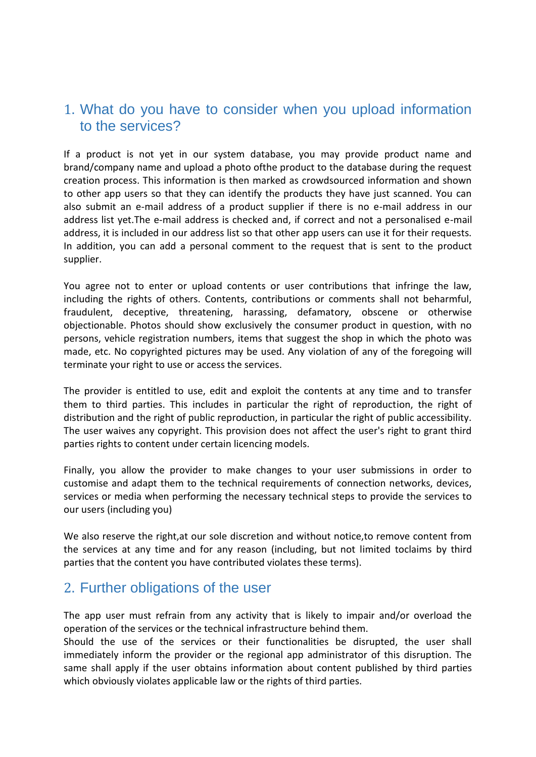## 1. What do you have to consider when you upload information to the services?

If a product is not yet in our system database, you may provide product name and brand/company name and upload a photo ofthe product to the database during the request creation process. This information is then marked as crowdsourced information and shown to other app users so that they can identify the products they have just scanned. You can also submit an e-mail address of a product supplier if there is no e-mail address in our address list yet.The e-mail address is checked and, if correct and not a personalised e-mail address, it is included in our address list so that other app users can use it for their requests. In addition, you can add a personal comment to the request that is sent to the product supplier.

You agree not to enter or upload contents or user contributions that infringe the law, including the rights of others. Contents, contributions or comments shall not beharmful, fraudulent, deceptive, threatening, harassing, defamatory, obscene or otherwise objectionable. Photos should show exclusively the consumer product in question, with no persons, vehicle registration numbers, items that suggest the shop in which the photo was made, etc. No copyrighted pictures may be used. Any violation of any of the foregoing will terminate your right to use or access the services.

The provider is entitled to use, edit and exploit the contents at any time and to transfer them to third parties. This includes in particular the right of reproduction, the right of distribution and the right of public reproduction, in particular the right of public accessibility. The user waives any copyright. This provision does not affect the user's right to grant third parties rights to content under certain licencing models.

Finally, you allow the provider to make changes to your user submissions in order to customise and adapt them to the technical requirements of connection networks, devices, services or media when performing the necessary technical steps to provide the services to our users (including you)

We also reserve the right,at our sole discretion and without notice,to remove content from the services at any time and for any reason (including, but not limited toclaims by third parties that the content you have contributed violates these terms).

## 2. Further obligations of the user

The app user must refrain from any activity that is likely to impair and/or overload the operation of the services or the technical infrastructure behind them.
Should the use of the services or their functionalities be disrupted, the user shall immediately inform the provider or the regional app administrator of this disruption. The same shall apply if the user obtains information about content published by third parties which obviously violates applicable law or the rights of third parties.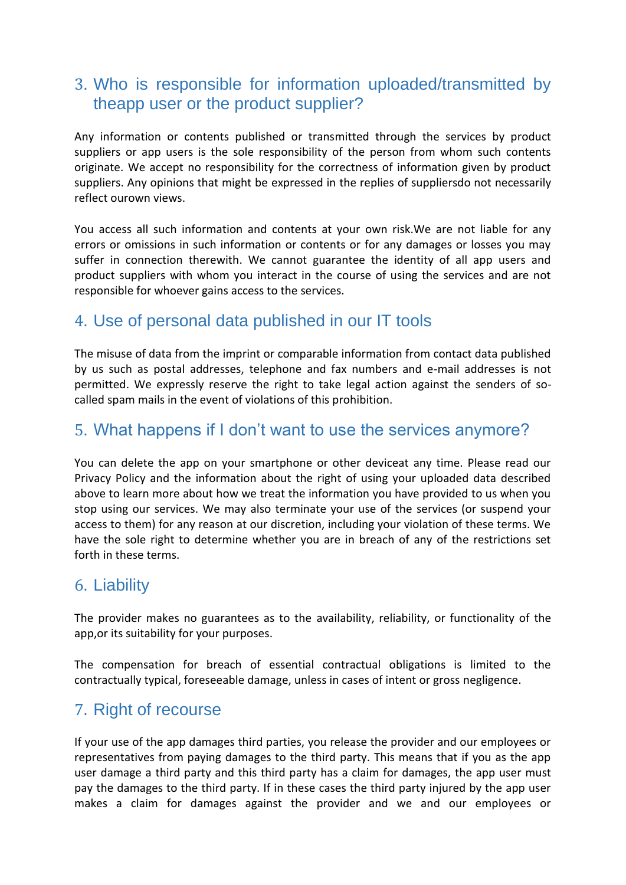## 3. Who is responsible for information uploaded/transmitted by theapp user or the product supplier?

Any information or contents published or transmitted through the services by product suppliers or app users is the sole responsibility of the person from whom such contents originate. We accept no responsibility for the correctness of information given by product suppliers. Any opinions that might be expressed in the replies of suppliersdo not necessarily reflect ourown views.

You access all such information and contents at your own risk.We are not liable for any errors or omissions in such information or contents or for any damages or losses you may suffer in connection therewith. We cannot guarantee the identity of all app users and product suppliers with whom you interact in the course of using the services and are not responsible for whoever gains access to the services.

## 4. Use of personal data published in our IT tools

The misuse of data from the imprint or comparable information from contact data published by us such as postal addresses, telephone and fax numbers and e-mail addresses is not permitted. We expressly reserve the right to take legal action against the senders of so-called spam mails in the event of violations of this prohibition.

## 5. What happens if I don't want to use the services anymore?

You can delete the app on your smartphone or other deviceat any time. Please read our Privacy Policy and the information about the right of using your uploaded data described above to learn more about how we treat the information you have provided to us when you stop using our services. We may also terminate your use of the services (or suspend your access to them) for any reason at our discretion, including your violation of these terms. We have the sole right to determine whether you are in breach of any of the restrictions set forth in these terms.

## 6. Liability

The provider makes no guarantees as to the availability, reliability, or functionality of the app,or its suitability for your purposes.

The compensation for breach of essential contractual obligations is limited to the contractually typical, foreseeable damage, unless in cases of intent or gross negligence.

## 7. Right of recourse

If your use of the app damages third parties, you release the provider and our employees or representatives from paying damages to the third party. This means that if you as the app user damage a third party and this third party has a claim for damages, the app user must pay the damages to the third party. If in these cases the third party injured by the app user makes a claim for damages against the provider and we and our employees or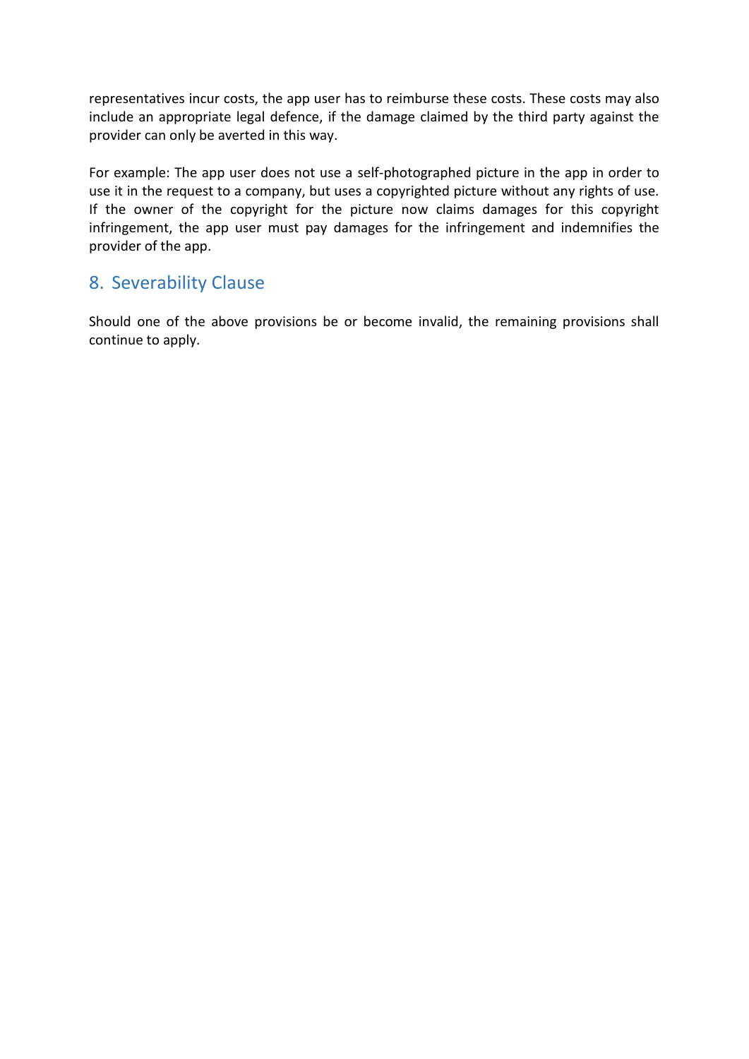representatives incur costs, the app user has to reimburse these costs. These costs may also include an appropriate legal defence, if the damage claimed by the third party against the provider can only be averted in this way.

For example: The app user does not use a self-photographed picture in the app in order to use it in the request to a company, but uses a copyrighted picture without any rights of use. If the owner of the copyright for the picture now claims damages for this copyright infringement, the app user must pay damages for the infringement and indemnifies the provider of the app.

## 8. Severability Clause

Should one of the above provisions be or become invalid, the remaining provisions shall continue to apply.